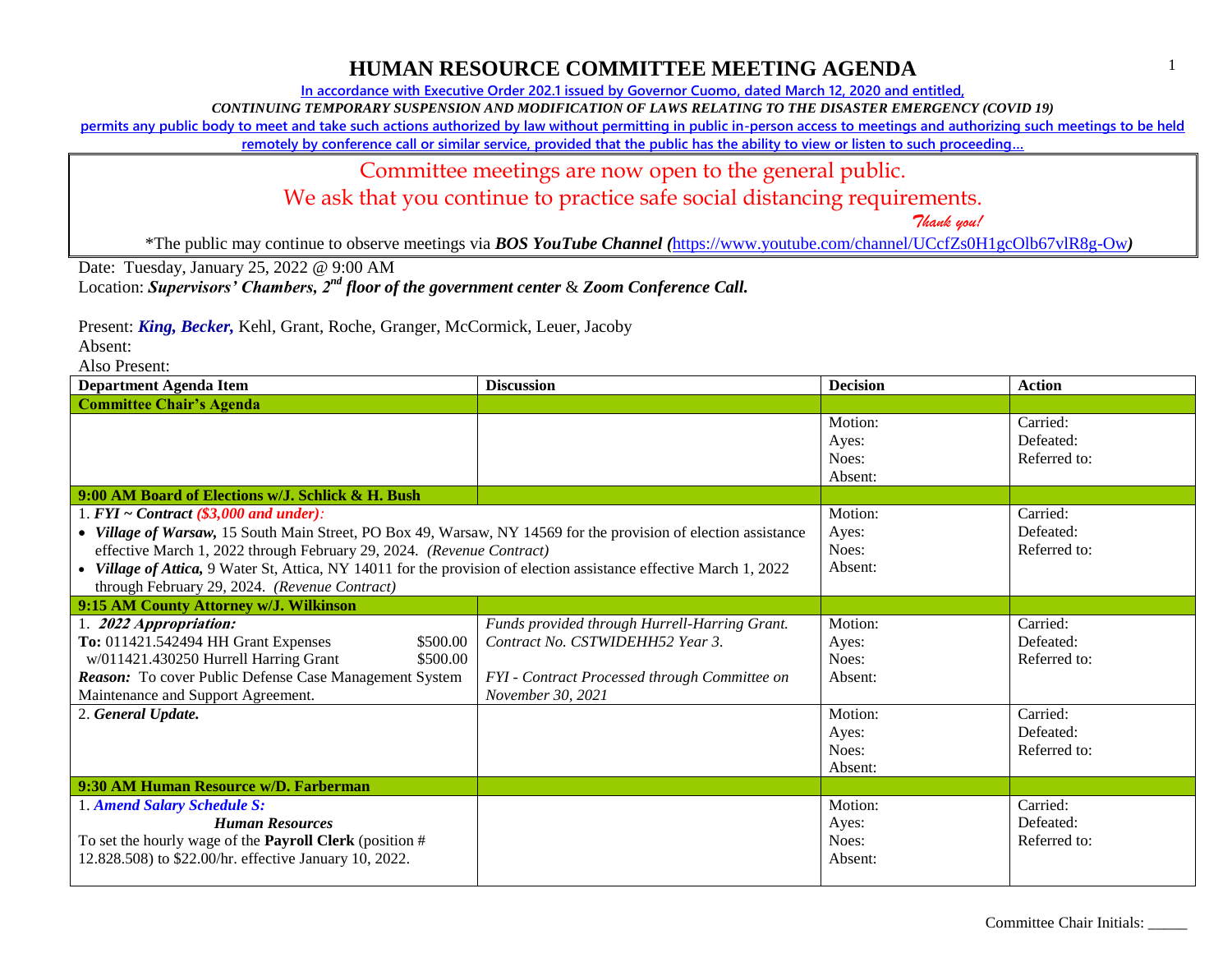# HUMAN RESOURCE COMMITTEE MEETING AGENDA

In accordance with Executive Order 202.1 issued by Governor Cuomo, dated March 12, 2020 and entitled,

*CONTINUING TEMPORARY SUSPENSION AND MODIFICATION OF LAWS RELATING TO THE DISASTER EMERGENCY (COVID 19)*

permits any public body to meet and take such actions authorized by law without permitting in public in-person access to meetings and authorizing such meetings to be held remotely by conference call or similar service, provided that the public has the ability to view or listen to such proceeding…

Committee meetings are now open to the general public.
We ask that you continue to practice safe social distancing requirements.
*Thank you!*

*The public may continue to observe meetings via ***BOS YouTube Channel (**https://www.youtube.com/channel/UCcfZs0H1gcOlb67vlR8g-Ow**)**

Date: Tuesday, January 25, 2022 @ 9:00 AM
Location: ***Supervisors' Chambers, 2nd floor of the government center*** & ***Zoom Conference Call.***

Present: ***King, Becker,*** Kehl, Grant, Roche, Granger, McCormick, Leuer, Jacoby
Absent:
Also Present:

| Department Agenda Item | Discussion | Decision | Action |
|---|---|---|---|
| **Committee Chair's Agenda** | | | |
| | | Motion:<br>Ayes:<br>Noes:<br>Absent: | Carried:<br>Defeated:<br>Referred to: |
| **9:00 AM Board of Elections w/J. Schlick & H. Bush** | | | |
| 1. ***FYI ~ Contract (\$3,000 and under):***<br>• ***Village of Warsaw,*** 15 South Main Street, PO Box 49, Warsaw, NY 14569 for the provision of election assistance effective March 1, 2022 through February 29, 2024. *(Revenue Contract)*<br>• ***Village of Attica,*** 9 Water St, Attica, NY 14011 for the provision of election assistance effective March 1, 2022 through February 29, 2024. *(Revenue Contract)* | | Motion:<br>Ayes:<br>Noes:<br>Absent: | Carried:<br>Defeated:<br>Referred to: |
| **9:15 AM County Attorney w/J. Wilkinson** | | | |
| 1. ***2022 Appropriation:***<br>**To:** 011421.542494 HH Grant Expenses \$500.00<br>w/011421.430250 Hurrell Harring Grant \$500.00<br>***Reason:*** To cover Public Defense Case Management System Maintenance and Support Agreement. | *Funds provided through Hurrell-Harring Grant. Contract No. CSTWIDEHH52 Year 3.*<br><br>*FYI - Contract Processed through Committee on November 30, 2021* | Motion:<br>Ayes:<br>Noes:<br>Absent: | Carried:<br>Defeated:<br>Referred to: |
| 2. ***General Update.*** | | Motion:<br>Ayes:<br>Noes:<br>Absent: | Carried:<br>Defeated:<br>Referred to: |
| **9:30 AM Human Resource w/D. Farberman** | | | |
| 1. ***Amend Salary Schedule S:***<br>***Human Resources***<br>To set the hourly wage of the **Payroll Clerk** (position # 12.828.508) to \$22.00/hr. effective January 10, 2022. | | Motion:<br>Ayes:<br>Noes:<br>Absent: | Carried:<br>Defeated:<br>Referred to: |

Committee Chair Initials: _____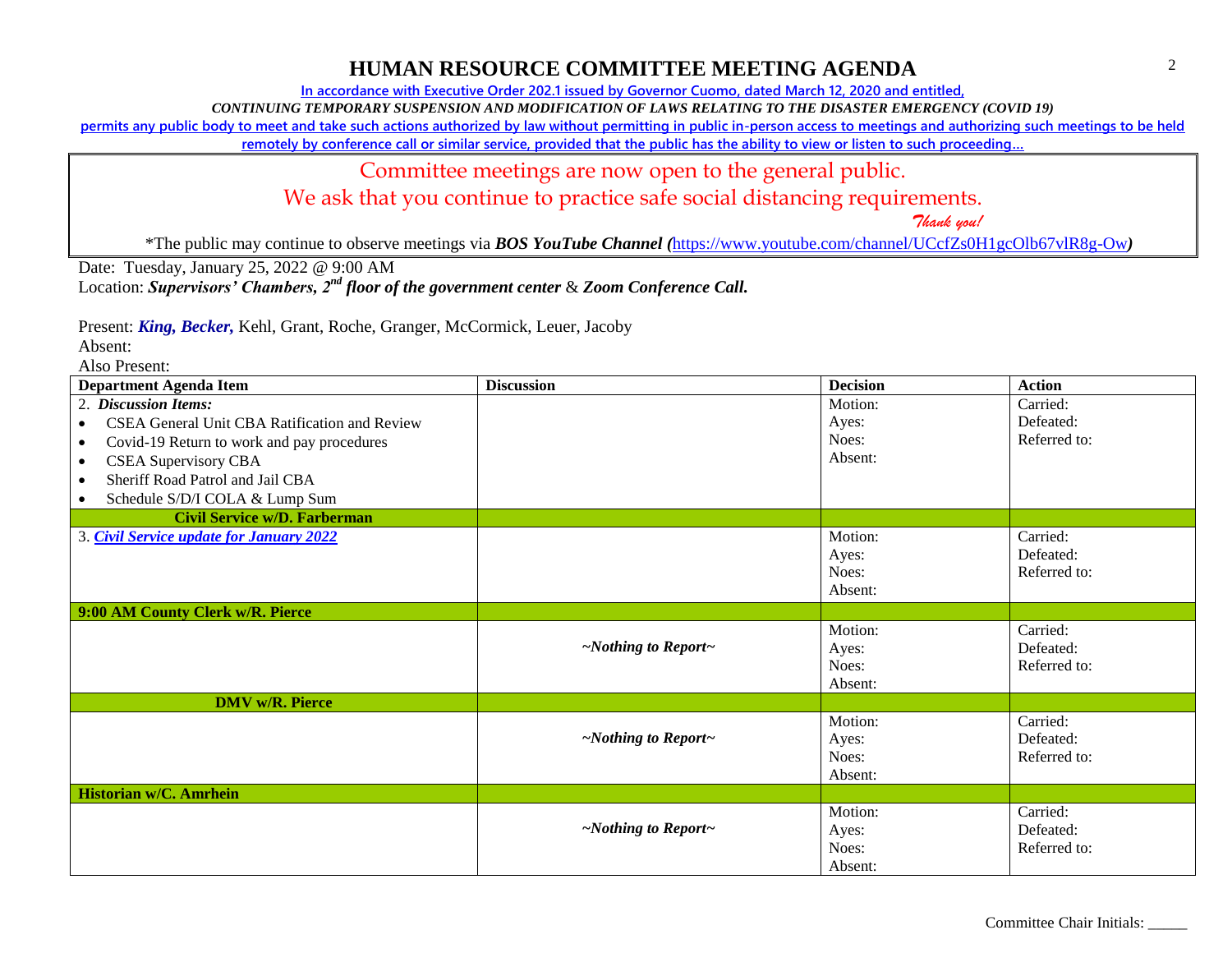# HUMAN RESOURCE COMMITTEE MEETING AGENDA

In accordance with Executive Order 202.1 issued by Governor Cuomo, dated March 12, 2020 and entitled,

*CONTINUING TEMPORARY SUSPENSION AND MODIFICATION OF LAWS RELATING TO THE DISASTER EMERGENCY (COVID 19)*

permits any public body to meet and take such actions authorized by law without permitting in public in-person access to meetings and authorizing such meetings to be held remotely by conference call or similar service, provided that the public has the ability to view or listen to such proceeding…

Committee meetings are now open to the general public.
We ask that you continue to practice safe social distancing requirements.
*Thank you!*

*The public may continue to observe meetings via ***BOS YouTube Channel (***https://www.youtube.com/channel/UCcfZs0H1gcOlb67vlR8g-Ow***)***

Date: Tuesday, January 25, 2022 @ 9:00 AM
Location: ***Supervisors' Chambers, 2nd floor of the government center*** & ***Zoom Conference Call.***

Present: ***King, Becker,*** Kehl, Grant, Roche, Granger, McCormick, Leuer, Jacoby
Absent:
Also Present:

| Department Agenda Item | Discussion | Decision | Action |
|---|---|---|---|
| 2. ***Discussion Items:***<br>• CSEA General Unit CBA Ratification and Review<br>• Covid-19 Return to work and pay procedures<br>• CSEA Supervisory CBA<br>• Sheriff Road Patrol and Jail CBA<br>• Schedule S/D/I COLA & Lump Sum | | Motion:<br>Ayes:<br>Noes:<br>Absent: | Carried:<br>Defeated:<br>Referred to: |
| **Civil Service w/D. Farberman** | | | |
| 3. ***Civil Service update for January 2022*** | | Motion:<br>Ayes:<br>Noes:<br>Absent: | Carried:<br>Defeated:<br>Referred to: |
| **9:00 AM County Clerk w/R. Pierce** | | | |
| | ***~Nothing to Report~*** | Motion:<br>Ayes:<br>Noes:<br>Absent: | Carried:<br>Defeated:<br>Referred to: |
| **DMV w/R. Pierce** | | | |
| | ***~Nothing to Report~*** | Motion:<br>Ayes:<br>Noes:<br>Absent: | Carried:<br>Defeated:<br>Referred to: |
| **Historian w/C. Amrhein** | | | |
| | ***~Nothing to Report~*** | Motion:<br>Ayes:<br>Noes:<br>Absent: | Carried:<br>Defeated:<br>Referred to: |

Committee Chair Initials: _____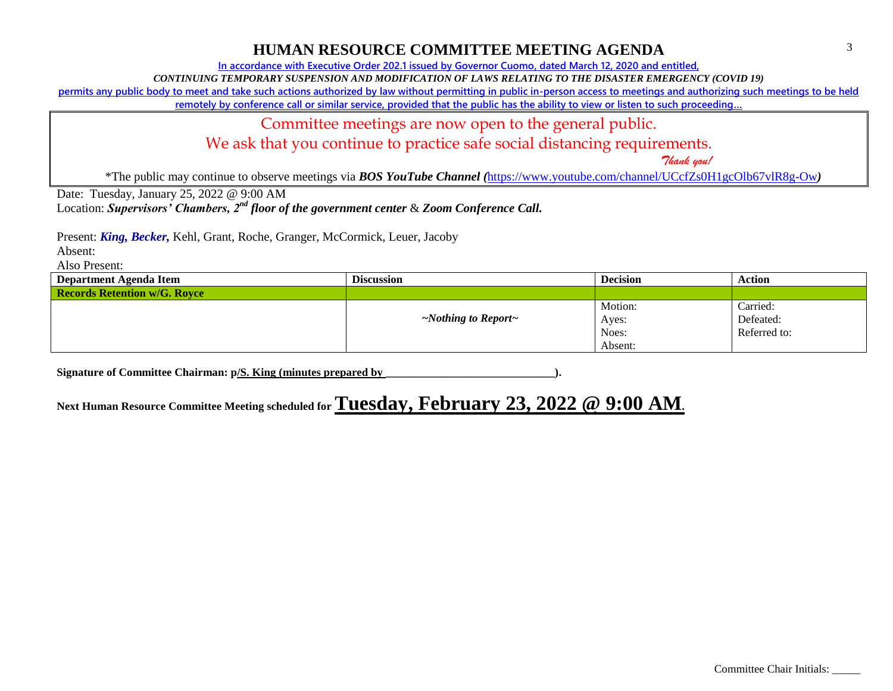# HUMAN RESOURCE COMMITTEE MEETING AGENDA

In accordance with Executive Order 202.1 issued by Governor Cuomo, dated March 12, 2020 and entitled,

*CONTINUING TEMPORARY SUSPENSION AND MODIFICATION OF LAWS RELATING TO THE DISASTER EMERGENCY (COVID 19)*

permits any public body to meet and take such actions authorized by law without permitting in public in-person access to meetings and authorizing such meetings to be held remotely by conference call or similar service, provided that the public has the ability to view or listen to such proceeding…

Committee meetings are now open to the general public.

We ask that you continue to practice safe social distancing requirements.

*Thank you!*

*The public may continue to observe meetings via ***BOS YouTube Channel (***https://www.youtube.com/channel/UCcfZs0H1gcOlb67vlR8g-Ow***)***

Date: Tuesday, January 25, 2022 @ 9:00 AM

Location: ***Supervisors' Chambers, 2nd floor of the government center*** & ***Zoom Conference Call.***

Present: ***King, Becker,*** Kehl, Grant, Roche, Granger, McCormick, Leuer, Jacoby

Absent:

Also Present:

| Department Agenda Item | Discussion | Decision | Action |
|---|---|---|---|
| **Records Retention w/G. Royce** | | | |
| | *~Nothing to Report~* | Motion:<br>Ayes:<br>Noes:<br>Absent: | Carried:<br>Defeated:<br>Referred to: |

**Signature of Committee Chairman: p/S. King (minutes prepared by ______________________________).**

**Next Human Resource Committee Meeting scheduled for Tuesday, February 23, 2022 @ 9:00 AM.**

Committee Chair Initials: _____